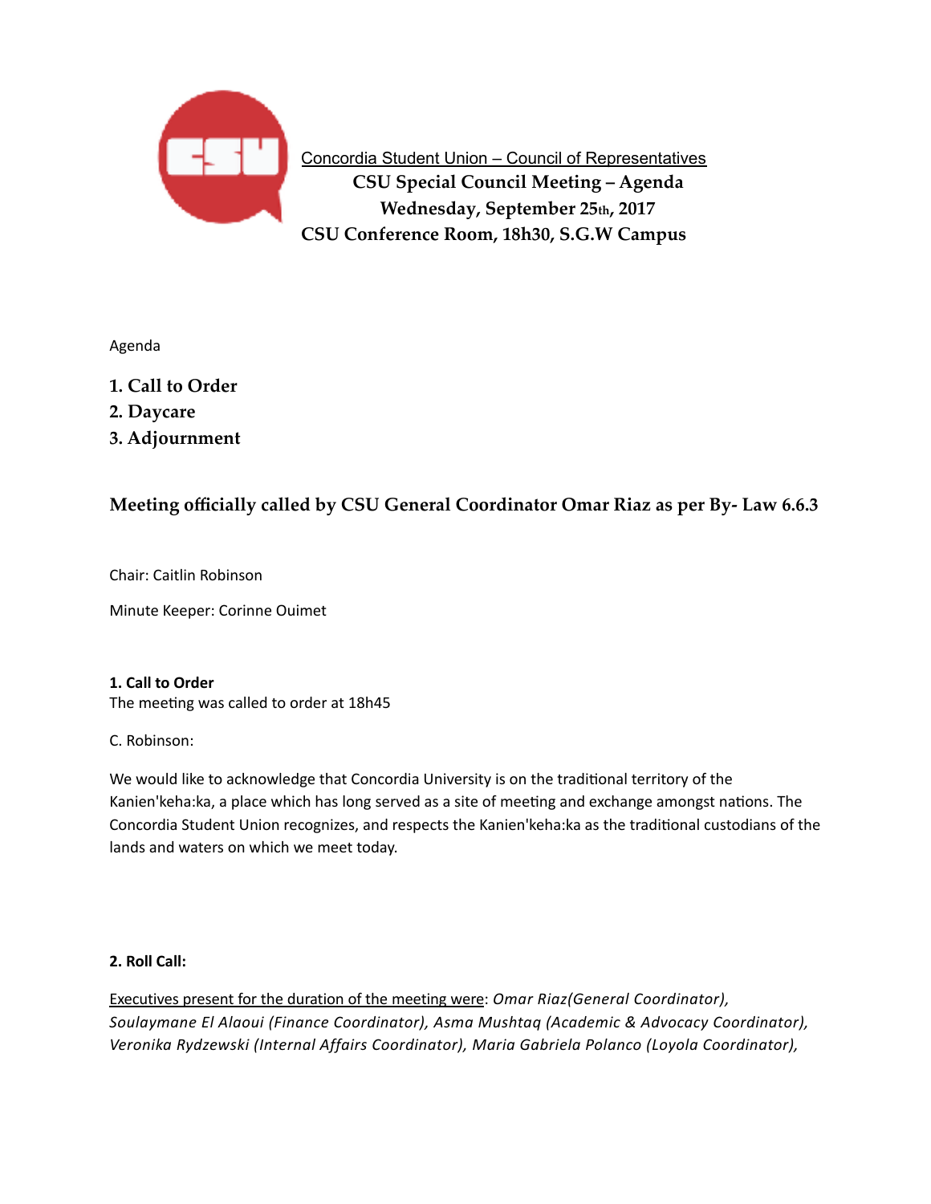Concordia Student Union – Council of Representatives

# CSU Special Council Meeting – Agenda

**Wednesday, September 25th, 2017**

**CSU Conference Room, 18h30, S.G.W Campus**

Agenda

1. **Call to Order**
2. **Daycare**
3. **Adjournment**

### Meeting officially called by CSU General Coordinator Omar Riaz as per By- Law 6.6.3

Chair: Caitlin Robinson

Minute Keeper: Corinne Ouimet

**1. Call to Order**

The meeting was called to order at 18h45

C. Robinson:

We would like to acknowledge that Concordia University is on the traditional territory of the Kanien'keha:ka, a place which has long served as a site of meeting and exchange amongst nations. The Concordia Student Union recognizes, and respects the Kanien'keha:ka as the traditional custodians of the lands and waters on which we meet today.

**2. Roll Call:**

Executives present for the duration of the meeting were: *Omar Riaz(General Coordinator), Soulaymane El Alaoui (Finance Coordinator), Asma Mushtaq (Academic & Advocacy Coordinator), Veronika Rydzewski (Internal Affairs Coordinator), Maria Gabriela Polanco (Loyola Coordinator),*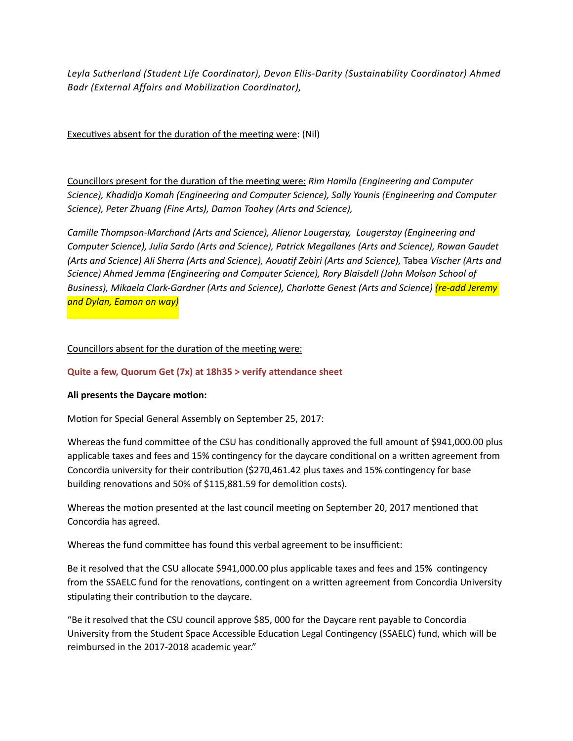*Leyla Sutherland (Student Life Coordinator), Devon Ellis-Darity (Sustainability Coordinator) Ahmed Badr (External Affairs and Mobilization Coordinator),*

Executives absent for the duration of the meeting were: (Nil)

Councillors present for the duration of the meeting were: *Rim Hamila (Engineering and Computer Science), Khadidja Komah (Engineering and Computer Science), Sally Younis (Engineering and Computer Science), Peter Zhuang (Fine Arts), Damon Toohey (Arts and Science),*

*Camille Thompson-Marchand (Arts and Science), Alienor Lougerstay,  Lougerstay (Engineering and Computer Science), Julia Sardo (Arts and Science), Patrick Megallanes (Arts and Science), Rowan Gaudet (Arts and Science) Ali Sherra (Arts and Science), Aouatif Zebiri (Arts and Science),* Tabea *Vischer (Arts and Science) Ahmed Jemma (Engineering and Computer Science), Rory Blaisdell (John Molson School of Business), Mikaela Clark-Gardner (Arts and Science), Charlotte Genest (Arts and Science) (re-add Jeremy and Dylan, Eamon on way)*

Councillors absent for the duration of the meeting were:

**Quite a few, Quorum Get (7x) at 18h35 > verify attendance sheet**

**Ali presents the Daycare motion:**

Motion for Special General Assembly on September 25, 2017:

Whereas the fund committee of the CSU has conditionally approved the full amount of $941,000.00 plus applicable taxes and fees and 15% contingency for the daycare conditional on a written agreement from Concordia university for their contribution ($270,461.42 plus taxes and 15% contingency for base building renovations and 50% of $115,881.59 for demolition costs).

Whereas the motion presented at the last council meeting on September 20, 2017 mentioned that Concordia has agreed.

Whereas the fund committee has found this verbal agreement to be insufficient:

Be it resolved that the CSU allocate $941,000.00 plus applicable taxes and fees and 15%  contingency from the SSAELC fund for the renovations, contingent on a written agreement from Concordia University stipulating their contribution to the daycare.

"Be it resolved that the CSU council approve $85, 000 for the Daycare rent payable to Concordia University from the Student Space Accessible Education Legal Contingency (SSAELC) fund, which will be reimbursed in the 2017-2018 academic year."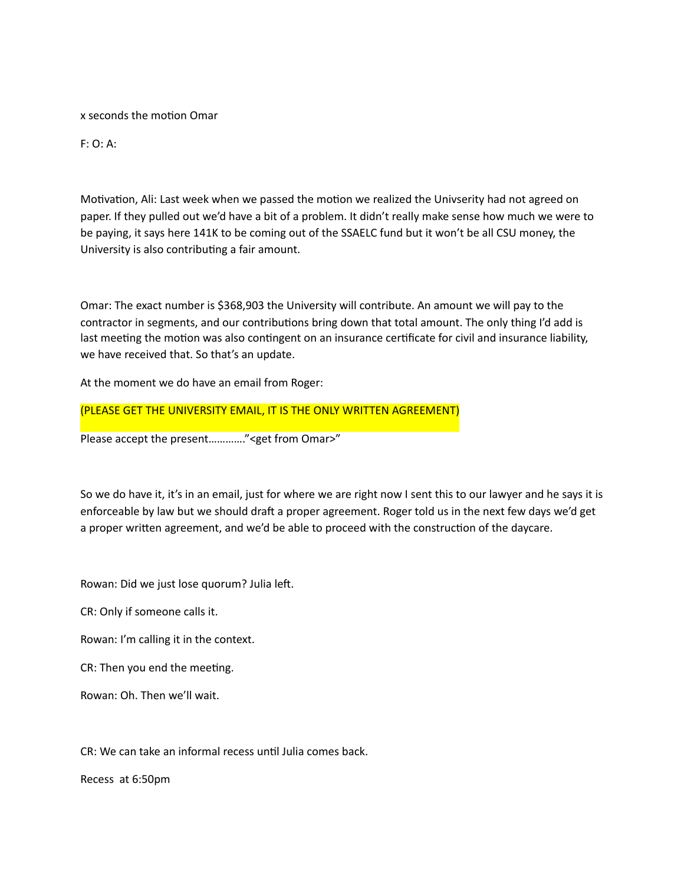x seconds the motion Omar

F: O: A:

Motivation, Ali: Last week when we passed the motion we realized the Univserity had not agreed on paper. If they pulled out we'd have a bit of a problem. It didn't really make sense how much we were to be paying, it says here 141K to be coming out of the SSAELC fund but it won't be all CSU money, the University is also contributing a fair amount.

Omar: The exact number is $368,903 the University will contribute. An amount we will pay to the contractor in segments, and our contributions bring down that total amount. The only thing I'd add is last meeting the motion was also contingent on an insurance certificate for civil and insurance liability, we have received that. So that's an update.

At the moment we do have an email from Roger:

(PLEASE GET THE UNIVERSITY EMAIL, IT IS THE ONLY WRITTEN AGREEMENT)

Please accept the present…………"<get from Omar>"

So we do have it, it's in an email, just for where we are right now I sent this to our lawyer and he says it is enforceable by law but we should draft a proper agreement. Roger told us in the next few days we'd get a proper written agreement, and we'd be able to proceed with the construction of the daycare.

Rowan: Did we just lose quorum? Julia left.

CR: Only if someone calls it.

Rowan: I'm calling it in the context.

CR: Then you end the meeting.

Rowan: Oh. Then we'll wait.

CR: We can take an informal recess until Julia comes back.

Recess at 6:50pm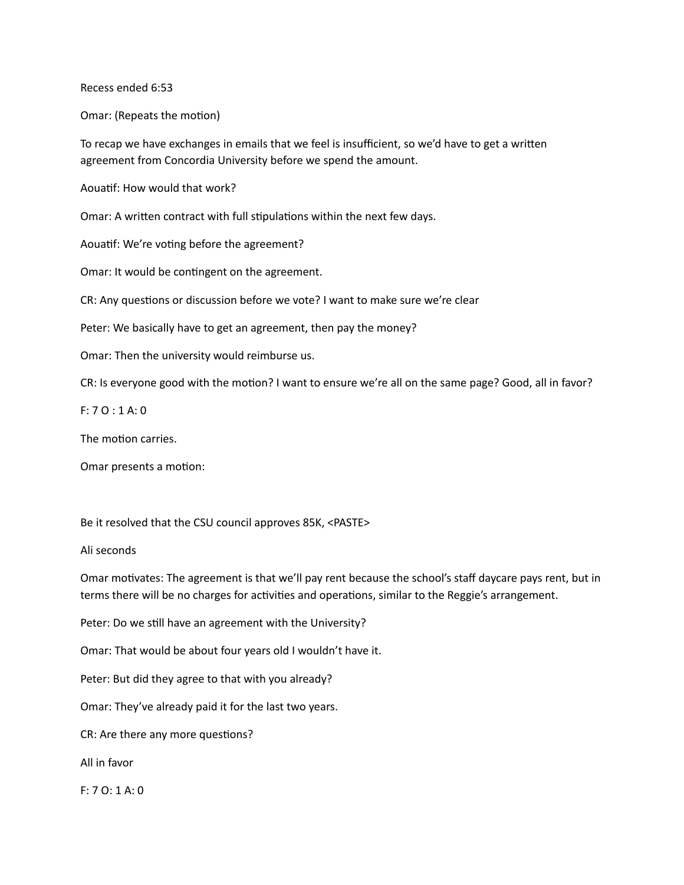Recess ended 6:53

Omar: (Repeats the motion)

To recap we have exchanges in emails that we feel is insufficient, so we'd have to get a written agreement from Concordia University before we spend the amount.

Aouatif: How would that work?

Omar: A written contract with full stipulations within the next few days.

Aouatif: We're voting before the agreement?

Omar: It would be contingent on the agreement.

CR: Any questions or discussion before we vote? I want to make sure we're clear

Peter: We basically have to get an agreement, then pay the money?

Omar: Then the university would reimburse us.

CR: Is everyone good with the motion? I want to ensure we're all on the same page? Good, all in favor?

F: 7 O : 1 A: 0

The motion carries.

Omar presents a motion:

Be it resolved that the CSU council approves 85K, <PASTE>

Ali seconds

Omar motivates: The agreement is that we'll pay rent because the school's staff daycare pays rent, but in terms there will be no charges for activities and operations, similar to the Reggie's arrangement.

Peter: Do we still have an agreement with the University?

Omar: That would be about four years old I wouldn't have it.

Peter: But did they agree to that with you already?

Omar: They've already paid it for the last two years.

CR: Are there any more questions?

All in favor

F: 7 O: 1 A: 0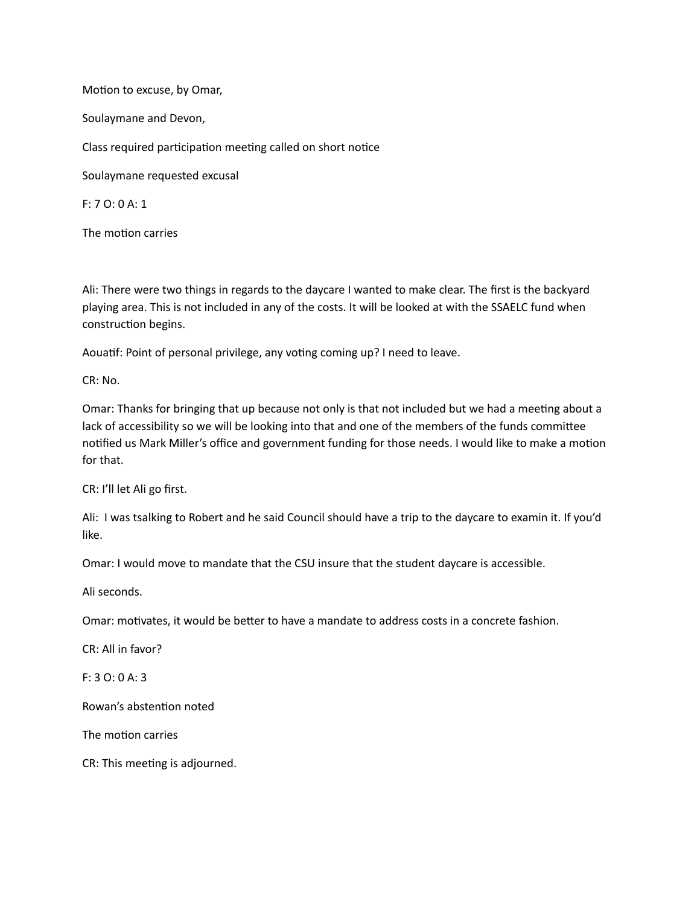Motion to excuse, by Omar,

Soulaymane and Devon,

Class required participation meeting called on short notice

Soulaymane requested excusal

F: 7 O: 0 A: 1

The motion carries

Ali: There were two things in regards to the daycare I wanted to make clear. The first is the backyard playing area. This is not included in any of the costs. It will be looked at with the SSAELC fund when construction begins.

Aouatif: Point of personal privilege, any voting coming up? I need to leave.

CR: No.

Omar: Thanks for bringing that up because not only is that not included but we had a meeting about a lack of accessibility so we will be looking into that and one of the members of the funds committee notified us Mark Miller's office and government funding for those needs. I would like to make a motion for that.

CR: I'll let Ali go first.

Ali: I was tsalking to Robert and he said Council should have a trip to the daycare to examin it. If you'd like.

Omar: I would move to mandate that the CSU insure that the student daycare is accessible.

Ali seconds.

Omar: motivates, it would be better to have a mandate to address costs in a concrete fashion.

CR: All in favor?

F: 3 O: 0 A: 3

Rowan's abstention noted

The motion carries

CR: This meeting is adjourned.